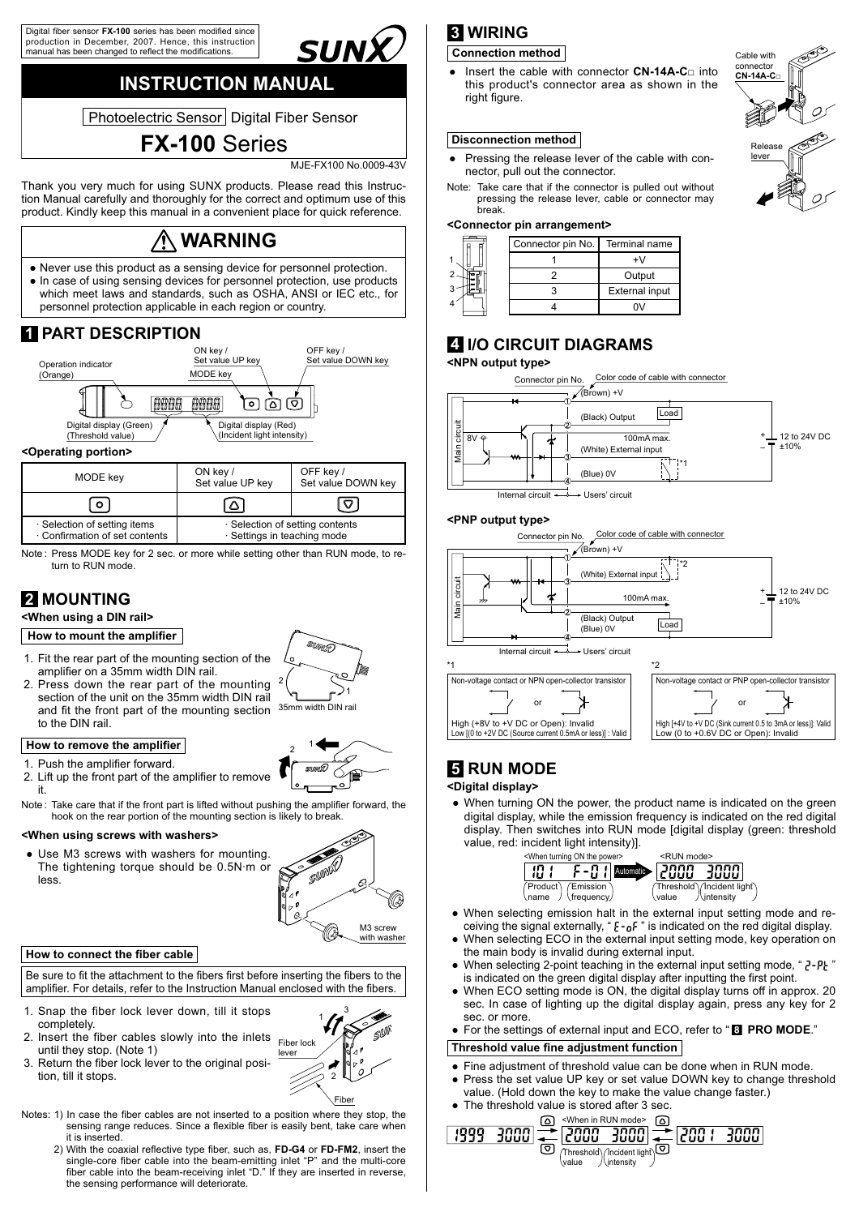Digital fiber sensor **FX-100** series has been modified since production in December, 2007. Hence, this instruction manual has been changed to reflect the modifications.

SUNX

# INSTRUCTION MANUAL

Photoelectric Sensor Digital Fiber Sensor

# FX-100 Series

MJE-FX100 No.0009-43V

Thank you very much for using SUNX products. Please read this Instruction Manual carefully and thoroughly for the correct and optimum use of this product. Kindly keep this manual in a convenient place for quick reference.

## ⚠ WARNING

- Never use this product as a sensing device for personnel protection.
- In case of using sensing devices for personnel protection, use products which meet laws and standards, such as OSHA, ANSI or IEC etc., for personnel protection applicable in each region or country.

## 1 PART DESCRIPTION

Operation indicator (Orange), ON key / Set value UP key, MODE key, OFF key / Set value DOWN key, Digital display (Green) (Threshold value), Digital display (Red) (Incident light intensity)

**<Operating portion>**

| MODE key | ON key / Set value UP key | OFF key / Set value DOWN key |
|---|---|---|
| ○ | △ | ▽ |
| · Selection of setting items<br>· Confirmation of set contents | · Selection of setting contents<br>· Settings in teaching mode | |

Note : Press MODE key for 2 sec. or more while setting other than RUN mode, to return to RUN mode.

## 2 MOUNTING

**<When using a DIN rail>**

### How to mount the amplifier

1. Fit the rear part of the mounting section of the amplifier on a 35mm width DIN rail.
2. Press down the rear part of the mounting section of the unit on the 35mm width DIN rail and fit the front part of the mounting section to the DIN rail.

35mm width DIN rail

### How to remove the amplifier

1. Push the amplifier forward.
2. Lift up the front part of the amplifier to remove it.

Note : Take care that if the front part is lifted without pushing the amplifier forward, the hook on the rear portion of the mounting section is likely to break.

**<When using screws with washers>**

- Use M3 screws with washers for mounting. The tightening torque should be 0.5N·m or less.

M3 screw with washer

### How to connect the fiber cable

Be sure to fit the attachment to the fibers first before inserting the fibers to the amplifier. For details, refer to the Instruction Manual enclosed with the fibers.

1. Snap the fiber lock lever down, till it stops completely.
2. Insert the fiber cables slowly into the inlets until they stop. (Note 1)
3. Return the fiber lock lever to the original position, till it stops.

Fiber lock lever, Fiber

Notes: 1) In case the fiber cables are not inserted to a position where they stop, the sensing range reduces. Since a flexible fiber is easily bent, take care when it is inserted.

2) With the coaxial reflective type fiber, such as, **FD-G4** or **FD-FM2**, insert the single-core fiber cable into the beam-emitting inlet "P" and the multi-core fiber cable into the beam-receiving inlet "D." If they are inserted in reverse, the sensing performance will deteriorate.

## 3 WIRING

### Connection method

- Insert the cable with connector **CN-14A-C□** into this product's connector area as shown in the right figure.

Cable with connector **CN-14A-C□**

### Disconnection method

- Pressing the release lever of the cable with connector, pull out the connector.

Note: Take care that if the connector is pulled out without pressing the release lever, cable or connector may break.

Release lever

**<Connector pin arrangement>**

| Connector pin No. | Terminal name |
|---|---|
| 1 | +V |
| 2 | Output |
| 3 | External input |
| 4 | 0V |

## 4 I/O CIRCUIT DIAGRAMS

**<NPN output type>**

Connector pin No. / Color code of cable with connector: ① (Brown) +V, ② (Black) Output, ③ (White) External input, ④ (Blue) 0V. Main circuit, 8V, 100mA max., Load, \*1, 12 to 24V DC ±10%. Internal circuit ← → Users' circuit

**<PNP output type>**

Connector pin No. / Color code of cable with connector: ① (Brown) +V, ③ (White) External input, ② (Black) Output, ④ (Blue) 0V. Main circuit, 100mA max., Load, \*2, 12 to 24V DC ±10%. Internal circuit ← → Users' circuit

\*1 Non-voltage contact or NPN open-collector transistor
High (+8V to +V DC or Open): Invalid
Low [(0 to +2V DC (Source current 0.5mA or less)] : Valid

\*2 Non-voltage contact or PNP open-collector transistor
High [+4V to +V DC (Sink current 0.5 to 3mA or less)]: Valid
Low (0 to +0.6V DC or Open): Invalid

## 5 RUN MODE

**<Digital display>**

- When turning ON the power, the product name is indicated on the green digital display, while the emission frequency is indicated on the red digital display. Then switches into RUN mode [digital display (green: threshold value, red: incident light intensity)].

<When turning ON the power> 101 F-01 (Product name / Emission frequency) → Automatic → <RUN mode> 2000 3000 (Threshold value / Incident light intensity)

- When selecting emission halt in the external input setting mode and receiving the signal externally, " E-oF " is indicated on the red digital display.
- When selecting ECO in the external input setting mode, key operation on the main body is invalid during external input.
- When selecting 2-point teaching in the external input setting mode, " 2-Pt " is indicated on the green digital display after inputting the first point.
- When ECO setting mode is ON, the digital display turns off in approx. 20 sec. In case of lighting up the digital display again, press any key for 2 sec. or more.
- For the settings of external input and ECO, refer to " **8 PRO MODE**."

### Threshold value fine adjustment function

- Fine adjustment of threshold value can be done when in RUN mode.
- Press the set value UP key or set value DOWN key to change threshold value. (Hold down the key to make the value change faster.)
- The threshold value is stored after 3 sec.

1999 3000 ⇄ <When in RUN mode> 2000 3000 (Threshold value / Incident light intensity) ⇄ 2001 3000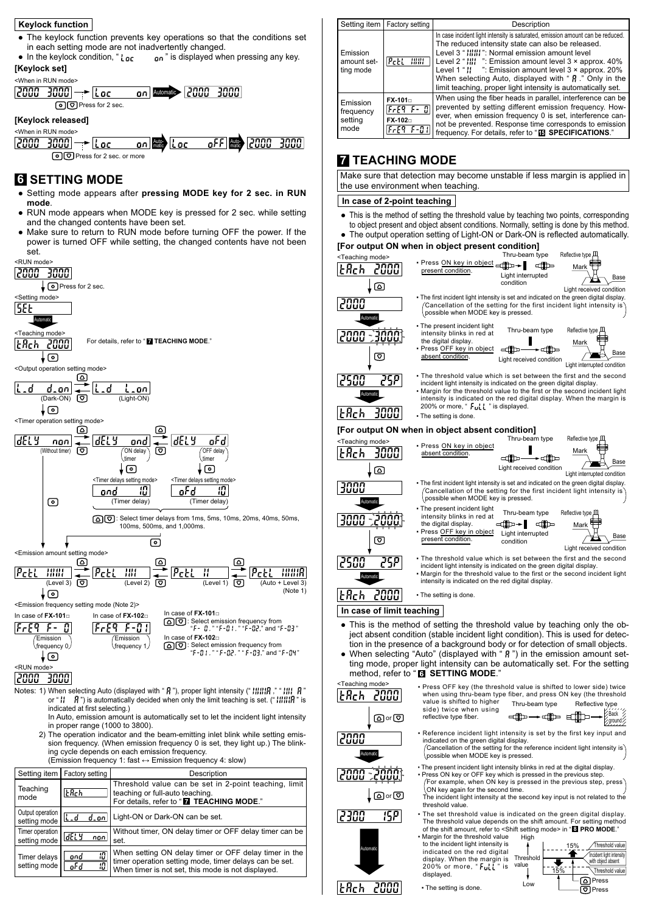### Keylock function

- The keylock function prevents key operations so that the conditions set in each setting mode are not inadvertently changed.
- In the keylock condition, "Loc on" is displayed when pressing any key.

**[Keylock set]**

<When in RUN mode>

2000 3000 → Loc on → Automatic → 2000 3000

Press for 2 sec.

**[Keylock released]**

<When in RUN mode>

2000 3000 → Loc on → Automatic → Loc oFF → Automatic → 2000 3000

Press for 2 sec. or more

## 6 SETTING MODE

- Setting mode appears after **pressing MODE key for 2 sec. in RUN mode**.
- RUN mode appears when MODE key is pressed for 2 sec. while setting and the changed contents have been set.
- Make sure to return to RUN mode before turning OFF the power. If the power is turned OFF while setting, the changed contents have not been set.

<RUN mode>

2000 3000

↓ Press for 2 sec.

<Setting mode>

SEt

Automatic

<Teaching mode>

tAch 2000 — For details, refer to "7 TEACHING MODE."

<Output operation setting mode>

L_d d_on (Dark-ON) ⇄ L_d L_on (Light-ON)

<Timer operation setting mode>

dELY non (Without timer) ⇄ dELY ond (ON delay timer) ⇄ dELY oFd (OFF delay timer)

<Timer delays setting mode> ond 10 (Timer delay)

<Timer delays setting mode> oFd 10 (Timer delay)

: Select timer delays from 1ms, 5ms, 10ms, 20ms, 40ms, 50ms, 100ms, 500ms, and 1,000ms.

<Emission amount setting mode>

PctL IIIII (Level 3) ⇄ PctL III (Level 2) ⇄ PctL II (Level 1) ⇄ PctL IIIIIA (Auto + Level 3) (Note 1)

<Emission frequency setting mode (Note 2)>

In case of FX-101□: FrEq F- 0 (Emission frequency 0)

In case of FX-102□: FrEq F-01 (Emission frequency 1)

In case of **FX-101□**: Select emission frequency from "F- 0," "F-01," "F-02," and "F-03"

In case of **FX-102□**: Select emission frequency from "F-01," "F-02," "F-03," and "F-04"

<RUN mode>

2000 3000

Notes: 1) When selecting Auto (displayed with "A"), proper light intensity ("IIIIIA," "III A" or "II A") is automatically decided when only the limit teaching is set. ("IIIIIA" is indicated at first selecting.)
In Auto, emission amount is automatically set to let the incident light intensity in proper range (1000 to 3800).

2) The operation indicator and the beam-emitting inlet blink while setting emission frequency. (When emission frequency 0 is set, they light up.) The blinking cycle depends on each emission frequency.
(Emission frequency 1: fast ↔ Emission frequency 4: slow)

| Setting item | Factory setting | Description |
|---|---|---|
| Teaching mode | tAch | Threshold value can be set in 2-point teaching, limit teaching or full-auto teaching. For details, refer to "**7 TEACHING MODE.**" |
| Output operation setting mode | L_d d_on | Light-ON or Dark-ON can be set. |
| Timer operation setting mode | dELY non | Without timer, ON delay timer or OFF delay timer can be set. |
| Timer delays setting mode | ond 10 / oFd 10 | When setting ON delay timer or OFF delay timer in the timer operation setting mode, timer delays can be set. When timer is not set, this mode is not displayed. |
| Emission amount setting mode | PctL IIIII | In case incident light intensity is saturated, emission amount can be reduced. The reduced intensity state can also be released. Level 3 "IIIII": Normal emission amount level Level 2 "III": Emission amount level 3 × approx. 40% Level 1 "II": Emission amount level 3 × approx. 20% When selecting Auto, displayed with "A." Only in the limit teaching, proper light intensity is automatically set. |
| Emission frequency setting mode | FX-101□ FrEq F- 0 FX-102□ FrEq F-01 | When using the fiber heads in parallel, interference can be prevented by setting different emission frequency. However, when emission frequency 0 is set, interference cannot be prevented. Response time corresponds to emission frequency. For details, refer to "**13 SPECIFICATIONS.**" |

## 7 TEACHING MODE

Make sure that detection may become unstable if less margin is applied in the use environment when teaching.

### In case of 2-point teaching

- This is the method of setting the threshold value by teaching two points, corresponding to object present and object absent conditions. Normally, setting is done by this method.
- The output operation setting of Light-ON or Dark-ON is reflected automatically.

**[For output ON when in object present condition]**

<Teaching mode>

tAch 2000

- Press ON key in object present condition. (Thru-beam type: Light interrupted condition / Reflective type: Light received condition)

2000

- The first incident light intensity is set and indicated on the green digital display. (Cancellation of the setting for the first incident light intensity is possible when MODE key is pressed.)

Automatic

2000 3000

- The present incident light intensity blinks in red at the digital display.
- Press OFF key in object absent condition. (Thru-beam type: Light received condition / Reflective type: Light interrupted condition)

2500 25P

- The threshold value which is set between the first and the second incident light intensity is indicated on the green digital display.
- Margin for the threshold value to the first or the second incident light intensity is indicated on the red digital display. When the margin is 200% or more, "FuLL" is displayed.

Automatic

tAch 3000

- The setting is done.

**[For output ON when in object absent condition]**

<Teaching mode>

tAch 3000

- Press ON key in object absent condition. (Thru-beam type: Light received condition / Reflective type: Light interrupted condition)

3000

- The first incident light intensity is set and indicated on the green digital display. (Cancellation of the setting for the first incident light intensity is possible when MODE key is pressed.)

Automatic

3000 2000

- The present incident light intensity blinks in red at the digital display.
- Press OFF key in object present condition. (Thru-beam type: Light interrupted condition / Reflective type: Light received condition)

2500 25P

- The threshold value which is set between the first and the second incident light intensity is indicated on the green digital display.
- Margin for the threshold value to the first or the second incident light intensity is indicated on the red digital display.

Automatic

tAch 2000

- The setting is done.

### In case of limit teaching

- This is the method of setting the threshold value by teaching only the object absent condition (stable incident light condition). This is used for detection in the presence of a background body or for detection of small objects.
- When selecting "Auto" (displayed with "A") in the emission amount setting mode, proper light intensity can be automatically set. For the setting method, refer to "**6 SETTING MODE.**"

<Teaching mode>

tAch 2000

- Press OFF key (the threshold value is shifted to lower side) twice when using thru-beam type fiber, and press ON key (the threshold value is shifted to higher side) twice when using reflective type fiber. (Thru-beam type / Reflective type: Back ground)

2000

- Reference incident light intensity is set by the first key input and indicated on the green digital display. (Cancellation of the setting for the reference incident light intensity is possible when MODE key is pressed.)

Automatic

2000 2000

- The present incident light intensity blinks in red at the digital display.
- Press ON key or OFF key which is pressed in the previous step. (For example, when ON key is pressed in the previous step, press ON key again for the second time.) The incident light intensity at the second key input is not related to the threshold value.

2300 15P

- The set threshold value is indicated on the green digital display. The threshold value depends on the shift amount. For setting method of the shift amount, refer to <Shift setting mode> in "**8 PRO MODE.**"
- Margin for the threshold value to the incident light intensity is indicated on the red digital display. When the margin is 200% or more, "FuLL" is displayed.

(Threshold value: High / Low; 15% Threshold value ↑ Press; Incident light intensity with object absent; 15% Threshold value ↓ Press)

Automatic

tAch 2000

- The setting is done.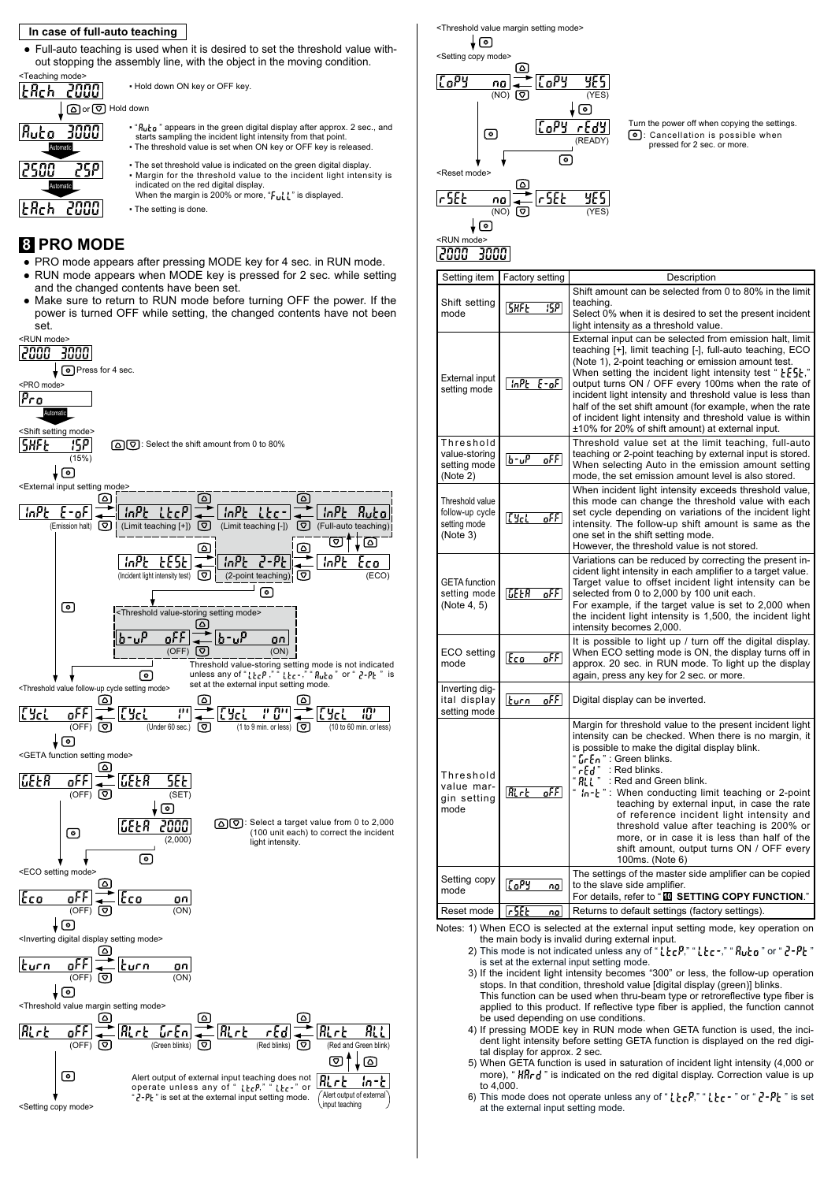**In case of full-auto teaching**

- Full-auto teaching is used when it is desired to set the threshold value without stopping the assembly line, with the object in the moving condition.

<Teaching mode>

tRch 2000 — Hold down ON key or OFF key.

(UP) or (DOWN) Hold down

Auto 3000
- "Auto" appears in the green digital display after approx. 2 sec., and starts sampling the incident light intensity from that point.
- The threshold value is set when ON key or OFF key is released.

Automatic

2500 25P
- The set threshold value is indicated on the green digital display.
- Margin for the threshold value to the incident light intensity is indicated on the red digital display.
  When the margin is 200% or more, "FuLL" is displayed.

Automatic

tRch 2000 — The setting is done.

## 8 PRO MODE

- PRO mode appears after pressing MODE key for 4 sec. in RUN mode.
- RUN mode appears when MODE key is pressed for 2 sec. while setting and the changed contents have been set.
- Make sure to return to RUN mode before turning OFF the power. If the power is turned OFF while setting, the changed contents have not been set.

<RUN mode>
2000 3000

(MODE) Press for 4 sec.

<PRO mode>
Pro

Automatic

<Shift setting mode>
SHFt 15P (15%) — (UP)(DOWN): Select the shift amount from 0 to 80%

<External input setting mode>
InPt E-oF (Emission halt) / InPt LtcP (Limit teaching [+]) / InPt Ltc- (Limit teaching [-]) / InPt Auto (Full-auto teaching) / InPt Eco (ECO) / InPt 2-Pt (2-point teaching) / InPt tESt (Incident light intensity test)

<Threshold value-storing setting mode>
b-uP oFF (OFF) / b-uP on (ON)

Threshold value-storing setting mode is not indicated unless any of "LtcP," "Ltc-," "Auto" or "2-Pt" is set at the external input setting mode.

<Threshold value follow-up cycle setting mode>
CYcL oFF (OFF) / CYcL 1'' (Under 60 sec.) / CYcL 1' 0'' (1 to 9 min. or less) / CYcL 10' (10 to 60 min. or less)

<GETA function setting mode>
GEtA oFF (OFF) / GEtA SEt (SET) / GEtA 2000 (2,000)

(UP)(DOWN): Select a target value from 0 to 2,000 (100 unit each) to correct the incident light intensity.

<ECO setting mode>
Eco oFF (OFF) / Eco on (ON)

<Inverting digital display setting mode>
turn oFF (OFF) / turn on (ON)

<Threshold value margin setting mode>
ALrt oFF (OFF) / ALrt GrEn (Green blinks) / ALrt rEd (Red blinks) / ALrt ALL (Red and Green blink) / ALrt In-t (Alert output of external input teaching)

Alert output of external input teaching does not operate unless any of "LtcP," "Ltc-" or "2-Pt" is set at the external input setting mode.

<Setting copy mode>
CoPY no (NO) / CoPY YES (YES) / CoPY rEdY (READY)

Turn the power off when copying the settings.
(MODE): Cancellation is possible when pressed for 2 sec. or more.

<Reset mode>
rSEt no (NO) / rSEt YES (YES)

<RUN mode>
2000 3000

| Setting item | Factory setting | Description |
|---|---|---|
| Shift setting mode | SHFt 15P | Shift amount can be selected from 0 to 80% in the limit teaching. Select 0% when it is desired to set the present incident light intensity as a threshold value. |
| External input setting mode | InPt E-oF | External input can be selected from emission halt, limit teaching [+], limit teaching [-], full-auto teaching, ECO (Note 1), 2-point teaching or emission amount test. When setting the incident light intensity test "tESt," output turns ON / OFF every 100ms when the rate of incident light intensity and threshold value is less than half of the set shift amount (for example, when the rate of incident light intensity and threshold value is within ±10% for 20% of shift amount) at external input. |
| Threshold value-storing setting mode (Note 2) | b-uP oFF | Threshold value set at the limit teaching, full-auto teaching or 2-point teaching by external input is stored. When selecting Auto in the emission amount setting mode, the set emission amount level is also stored. |
| Threshold value follow-up cycle setting mode (Note 3) | CYcL oFF | When incident light intensity exceeds threshold value, this mode can change the threshold value with each set cycle depending on variations of the incident light intensity. The follow-up shift amount is the same as the one set in the shift setting mode. However, the threshold value is not stored. |
| GETA function setting mode (Note 4, 5) | GEtA oFF | Variations can be reduced by correcting the present incident light intensity in each amplifier to a target value. Target value to offset incident light intensity can be selected from 0 to 2,000 by 100 unit each. For example, if the target value is set to 2,000 when the incident light intensity is 1,500, the incident light intensity becomes 2,000. |
| ECO setting mode | Eco oFF | It is possible to light up / turn off the digital display. When ECO setting mode is ON, the display turns off in approx. 20 sec. in RUN mode. To light up the display again, press any key for 2 sec. or more. |
| Inverting digital display setting mode | turn oFF | Digital display can be inverted. |
| Threshold value margin setting mode | ALrt oFF | Margin for threshold value to the present incident light intensity can be checked. When there is no margin, it is possible to make the digital display blink. "GrEn": Green blinks. "rEd": Red blinks. "ALL": Red and Green blink. "In-t": When conducting limit teaching or 2-point teaching by external input, in case the rate of reference incident light intensity and threshold value after teaching is 200% or more, or in case it is less than half of the shift amount, output turns ON / OFF every 100ms. (Note 6) |
| Setting copy mode | CoPY no | The settings of the master side amplifier can be copied to the slave side amplifier. For details, refer to "**10 SETTING COPY FUNCTION**." |
| Reset mode | rSEt no | Returns to default settings (factory settings). |

Notes: 1) When ECO is selected at the external input setting mode, key operation on the main body is invalid during external input.
2) This mode is not indicated unless any of "LtcP," "Ltc-," "Auto" or "2-Pt" is set at the external input setting mode.
3) If the incident light intensity becomes "300" or less, the follow-up operation stops. In that condition, threshold value [digital display (green)] blinks. This function can be used when thru-beam type or retroreflective type fiber is applied to this product. If reflective type fiber is applied, the function cannot be used depending on use conditions.
4) If pressing MODE key in RUN mode when GETA function is used, the incident light intensity before setting GETA function is displayed on the red digital display for approx. 2 sec.
5) When GETA function is used in saturation of incident light intensity (4,000 or more), "HArd" is indicated on the red digital display. Correction value is up to 4,000.
6) This mode does not operate unless any of "LtcP," "Ltc-" or "2-Pt" is set at the external input setting mode.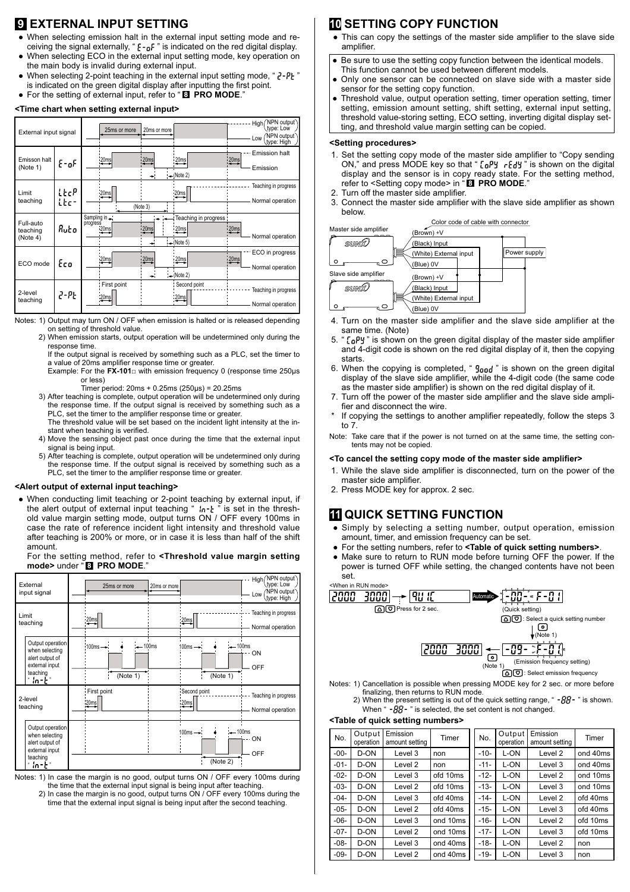## 9 EXTERNAL INPUT SETTING

- When selecting emission halt in the external input setting mode and receiving the signal externally, " E-oF " is indicated on the red digital display.
- When selecting ECO in the external input setting mode, key operation on the main body is invalid during external input.
- When selecting 2-point teaching in the external input setting mode, " 2-PE " is indicated on the green digital display after inputting the first point.
- For the setting of external input, refer to " 8 PRO MODE."

### <Time chart when setting external input>

| External input signal | | 25ms or more / 20ms or more | High (NPN output type: Low) / Low (NPN output type: High) |
|---|---|---|---|
| Emisson halt (Note 1) | E-oF | 20ms, 20ms, 20ms, 20ms (Note 2) | Emission halt / Emission |
| Limit teaching | LtcP / Ltc- | 20ms, 20ms (Note 3) | Teaching in progress / Normal operation |
| Full-auto teaching (Note 4) | Auto | Sampling in progress 20ms, 20ms, Teaching in progress 20ms, 20ms (Note 5) | Normal operation |
| ECO mode | Eco | 20ms, 20ms, 20ms, 20ms (Note 2) | ECO in progress / Normal operation |
| 2-level teaching | 2-PE | First point 20ms, Second point 20ms | Teaching in progress / Normal operation |

Notes: 1) Output may turn ON / OFF when emission is halted or is released depending on setting of threshold value.
2) When emission starts, output operation will be undetermined only during the response time.
If the output signal is received by something such as a PLC, set the timer to a value of 20ms amplifier response time or greater.
Example: For the **FX-101□** with emission frequency 0 (response time 250μs or less)
Timer period: 20ms + 0.25ms (250μs) = 20.25ms
3) After teaching is complete, output operation will be undetermined only during the response time. If the output signal is received by something such as a PLC, set the timer to the amplifier response time or greater.
The threshold value will be set based on the incident light intensity at the instant when teaching is verified.
4) Move the sensing object past once during the time that the external input signal is being input.
5) After teaching is complete, output operation will be undetermined only during the response time. If the output signal is received by something such as a PLC, set the timer to the amplifier response time or greater.

### <Alert output of external input teaching>

- When conducting limit teaching or 2-point teaching by external input, if the alert output of external input teaching " In-t " is set in the threshold value margin setting mode, output turns ON / OFF every 100ms in case the rate of reference incident light intensity and threshold value after teaching is 200% or more, or in case it is less than half of the shift amount.

For the setting method, refer to **<Threshold value margin setting mode>** under " **8 PRO MODE**."

| External input signal | 25ms or more / 20ms or more | High (NPN output type: Low) / Low (NPN output type: High) |
|---|---|---|
| Limit teaching | 20ms, 20ms | Teaching in progress / Normal operation |
| Output operation when selecting alert output of external input teaching " In-t " | 100ms, 100ms (Note 1); 100ms, 100ms (Note 1) | ON / OFF |
| 2-level teaching | First point 20ms, Second point 20ms | Teaching in progress / Normal operation |
| Output operation when selecting alert output of external input teaching " In-t " | 100ms, 100ms (Note 2) | ON / OFF |

Notes: 1) In case the margin is no good, output turns ON / OFF every 100ms during the time that the external input signal is being input after teaching.
2) In case the margin is no good, output turns ON / OFF every 100ms during the time that the external input signal is being input after the second teaching.

## 10 SETTING COPY FUNCTION

- This can copy the settings of the master side amplifier to the slave side amplifier.

- Be sure to use the setting copy function between the identical models. This function cannot be used between different models.
- Only one sensor can be connected on slave side with a master side sensor for the setting copy function.
- Threshold value, output operation setting, timer operation setting, timer setting, emission amount setting, shift setting, external input setting, threshold value-storing setting, ECO setting, inverting digital display setting, and threshold value margin setting can be copied.

### <Setting procedures>

1. Set the setting copy mode of the master side amplifier to "Copy sending ON," and press MODE key so that " CoPY rEdY " is shown on the digital display and the sensor is in copy ready state. For the setting method, refer to <Setting copy mode> in " 8 PRO MODE."
2. Turn off the master side amplifier.
3. Connect the master side amplifier with the slave side amplifier as shown below.

Master side amplifier — Color code of cable with connector: (Brown) +V, (Black) Input, (White) External input, (Blue) 0V — Power supply
Slave side amplifier — (Brown) +V, (Black) Input, (White) External input, (Blue) 0V

4. Turn on the master side amplifier and the slave side amplifier at the same time. (Note)
5. " CoPY " is shown on the green digital display of the master side amplifier and 4-digit code is shown on the red digital display of it, then the copying starts.
6. When the copying is completed, " Good " is shown on the green digital display of the slave side amplifier, while the 4-digit code (the same code as the master side amplifier) is shown on the red digital display of it.
7. Turn off the power of the master side amplifier and the slave side amplifier and disconnect the wire.

\* If copying the settings to another amplifier repeatedly, follow the steps 3 to 7.

Note: Take care that if the power is not turned on at the same time, the setting contents may not be copied.

### <To cancel the setting copy mode of the master side amplifier>

1. While the slave side amplifier is disconnected, turn on the power of the master side amplifier.
2. Press MODE key for approx. 2 sec.

## 11 QUICK SETTING FUNCTION

- Simply by selecting a setting number, output operation, emission amount, timer, and emission frequency can be set.
- For the setting numbers, refer to **<Table of quick setting numbers>**.
- Make sure to return to RUN mode before turning OFF the power. If the power is turned OFF while setting, the changed contents have not been set.

<When in RUN mode> 2000 3000 → (△▽ Press for 2 sec.) → 9U IC → Automatic → -00- F-0 1 (Quick setting) → △▽: Select a quick setting number → (Note 1) → -09- F-0 1 (Emission frequency setting) → △▽: Select emission frequency → (Note 1) → 2000 3000

Notes: 1) Cancellation is possible when pressing MODE key for 2 sec. or more before finalizing, then returns to RUN mode.
2) When the present setting is out of the quick setting range, " -88- " is shown. When " -88- " is selected, the set content is not changed.

### <Table of quick setting numbers>

| No. | Output operation | Emission amount setting | Timer | No. | Output operation | Emission amount setting | Timer |
|---|---|---|---|---|---|---|---|
| -00- | D-ON | Level 3 | non | -10- | L-ON | Level 2 | ond 40ms |
| -01- | D-ON | Level 2 | non | -11- | L-ON | Level 3 | ond 40ms |
| -02- | D-ON | Level 3 | ofd 10ms | -12- | L-ON | Level 2 | ond 10ms |
| -03- | D-ON | Level 2 | ofd 10ms | -13- | L-ON | Level 3 | ond 10ms |
| -04- | D-ON | Level 3 | ofd 40ms | -14- | L-ON | Level 2 | ofd 40ms |
| -05- | D-ON | Level 2 | ofd 40ms | -15- | L-ON | Level 3 | ofd 40ms |
| -06- | D-ON | Level 3 | ond 10ms | -16- | L-ON | Level 2 | ofd 10ms |
| -07- | D-ON | Level 2 | ond 10ms | -17- | L-ON | Level 3 | ofd 10ms |
| -08- | D-ON | Level 3 | ond 40ms | -18- | L-ON | Level 2 | non |
| -09- | D-ON | Level 2 | ond 40ms | -19- | L-ON | Level 3 | non |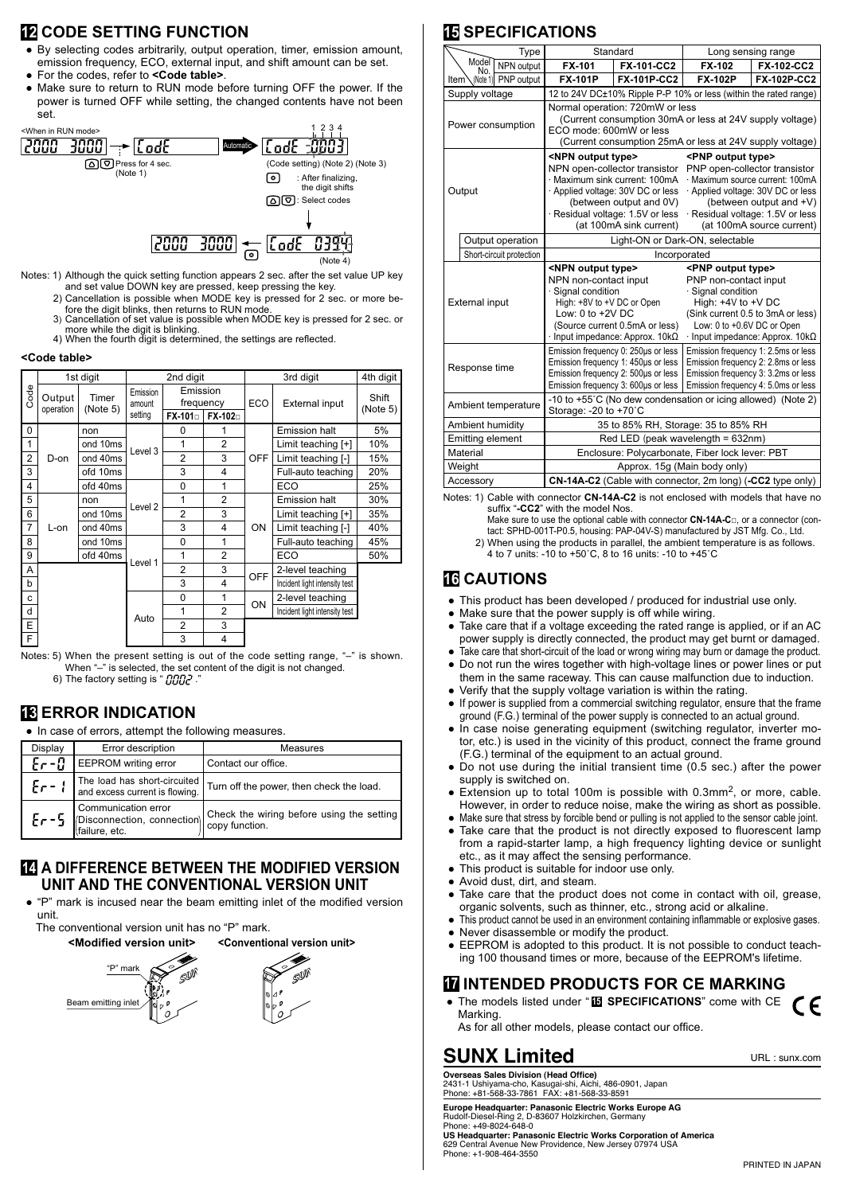## 12 CODE SETTING FUNCTION

- By selecting codes arbitrarily, output operation, timer, emission amount, emission frequency, ECO, external input, and shift amount can be set.
- For the codes, refer to **<Code table>**.
- Make sure to return to RUN mode before turning OFF the power. If the power is turned OFF while setting, the changed contents have not been set.

<When in RUN mode>

2000 3000 → CodE → Automatic → CodE 0003 (Code setting) (Note 2) (Note 3)

Press for 4 sec. (Note 1)

: After finalizing, the digit shifts

: Select codes

CodE 0394 (Note 4) → 2000 3000

Notes: 1) Although the quick setting function appears 2 sec. after the set value UP key and set value DOWN key are pressed, keep pressing the key.
2) Cancellation is possible when MODE key is pressed for 2 sec. or more before the digit blinks, then returns to RUN mode.
3) Cancellation of set value is possible when MODE key is pressed for 2 sec. or more while the digit is blinking.
4) When the fourth digit is determined, the settings are reflected.

**<Code table>**

| Code | 1st digit | | 2nd digit | | | 3rd digit | | 4th digit |
|---|---|---|---|---|---|---|---|---|
| | Output operation | Timer (Note 5) | Emission amount setting | Emission frequency FX-101□ | Emission frequency FX-102□ | ECO | External input | Shift (Note 5) |
| 0 | D-on | non | Level 3 | 0 | 1 | OFF | Emission halt | 5% |
| 1 | D-on | ond 10ms | Level 3 | 1 | 2 | OFF | Limit teaching [+] | 10% |
| 2 | D-on | ond 40ms | Level 3 | 2 | 3 | OFF | Limit teaching [-] | 15% |
| 3 | D-on | ofd 10ms | Level 3 | 3 | 4 | OFF | Full-auto teaching | 20% |
| 4 | D-on | ofd 40ms | Level 2 | 0 | 1 | OFF | ECO | 25% |
| 5 | L-on | non | Level 2 | 1 | 2 | ON | Emission halt | 30% |
| 6 | L-on | ond 10ms | Level 2 | 2 | 3 | ON | Limit teaching [+] | 35% |
| 7 | L-on | ond 40ms | Level 2 | 3 | 4 | ON | Limit teaching [-] | 40% |
| 8 | L-on | ofd 10ms | Level 1 | 0 | 1 | ON | Full-auto teaching | 45% |
| 9 | L-on | ofd 40ms | Level 1 | 1 | 2 | ON | ECO | 50% |
| A | | | Level 1 | 2 | 3 | OFF | 2-level teaching | |
| b | | | Level 1 | 3 | 4 | OFF | Incident light intensity test | |
| c | | | Auto | 0 | 1 | ON | 2-level teaching | |
| d | | | Auto | 1 | 2 | ON | Incident light intensity test | |
| E | | | Auto | 2 | 3 | | | |
| F | | | Auto | 3 | 4 | | | |

Notes: 5) When the present setting is out of the code setting range, "–" is shown. When "–" is selected, the set content of the digit is not changed.
6) The factory setting is " 0002 ."

## 13 ERROR INDICATION

- In case of errors, attempt the following measures.

| Display | Error description | Measures |
|---|---|---|
| Er-0 | EEPROM writing error | Contact our office. |
| Er-1 | The load has short-circuited and excess current is flowing. | Turn off the power, then check the load. |
| Er-5 | Communication error (Disconnection, connection failure, etc. | Check the wiring before using the setting copy function. |

## 14 A DIFFERENCE BETWEEN THE MODIFIED VERSION UNIT AND THE CONVENTIONAL VERSION UNIT

- "P" mark is incused near the beam emitting inlet of the modified version unit.
  The conventional version unit has no "P" mark.

**<Modified version unit>** **<Conventional version unit>**

"P" mark

Beam emitting inlet

## 15 SPECIFICATIONS

| Item | Type | Standard | | Long sensing range | |
|---|---|---|---|---|---|
| Model No. (Note 1) | NPN output | FX-101 | FX-101-CC2 | FX-102 | FX-102-CC2 |
| | PNP output | FX-101P | FX-101P-CC2 | FX-102P | FX-102P-CC2 |
| Supply voltage | | 12 to 24V DC±10% Ripple P-P 10% or less (within the rated range) | | | |
| Power consumption | | Normal operation: 720mW or less (Current consumption 30mA or less at 24V supply voltage) ECO mode: 600mW or less (Current consumption 25mA or less at 24V supply voltage) | | | |
| Output | | <NPN output type> NPN open-collector transistor · Maximum sink current: 100mA · Applied voltage: 30V DC or less (between output and 0V) · Residual voltage: 1.5V or less (at 100mA sink current) | | <PNP output type> PNP open-collector transistor · Maximum source current: 100mA · Applied voltage: 30V DC or less (between output and +V) · Residual voltage: 1.5V or less (at 100mA source current) | |
| | Output operation | Light-ON or Dark-ON, selectable | | | |
| | Short-circuit protection | Incorporated | | | |
| External input | | <NPN output type> NPN non-contact input · Signal condition High: +8V to +V DC or Open Low: 0 to +2V DC (Source current 0.5mA or less) · Input impedance: Approx. 10kΩ | | <PNP output type> PNP non-contact input · Signal condition High: +4V to +V DC (Sink current 0.5 to 3mA or less) Low: 0 to +0.6V DC or Open · Input impedance: Approx. 10kΩ | |
| Response time | | Emission frequency 0: 250μs or less Emission frequency 1: 450μs or less Emission frequency 2: 500μs or less Emission frequency 3: 600μs or less | | Emission frequency 1: 2.5ms or less Emission frequency 2: 2.8ms or less Emission frequency 3: 3.2ms or less Emission frequency 4: 5.0ms or less | |
| Ambient temperature | | -10 to +55°C (No dew condensation or icing allowed) (Note 2) Storage: -20 to +70°C | | | |
| Ambient humidity | | 35 to 85% RH, Storage: 35 to 85% RH | | | |
| Emitting element | | Red LED (peak wavelength = 632nm) | | | |
| Material | | Enclosure: Polycarbonate, Fiber lock lever: PBT | | | |
| Weight | | Approx. 15g (Main body only) | | | |
| Accessory | | **CN-14A-C2** (Cable with connector, 2m long) (**-CC2** type only) | | | |

Notes: 1) Cable with connector **CN-14A-C2** is not enclosed with models that have no suffix "**-CC2**" with the model Nos.
Make sure to use the optional cable with connector **CN-14A-C**□, or a connector (contact: SPHD-001T-P0.5, housing: PAP-04V-S) manufactured by JST Mfg. Co., Ltd.
2) When using the products in parallel, the ambient temperature is as follows.
4 to 7 units: -10 to +50°C, 8 to 16 units: -10 to +45°C

## 16 CAUTIONS

- This product has been developed / produced for industrial use only.
- Make sure that the power supply is off while wiring.
- Take care that if a voltage exceeding the rated range is applied, or if an AC power supply is directly connected, the product may get burnt or damaged.
- Take care that short-circuit of the load or wrong wiring may burn or damage the product.
- Do not run the wires together with high-voltage lines or power lines or put them in the same raceway. This can cause malfunction due to induction.
- Verify that the supply voltage variation is within the rating.
- If power is supplied from a commercial switching regulator, ensure that the frame ground (F.G.) terminal of the power supply is connected to an actual ground.
- In case noise generating equipment (switching regulator, inverter motor, etc.) is used in the vicinity of this product, connect the frame ground (F.G.) terminal of the equipment to an actual ground.
- Do not use during the initial transient time (0.5 sec.) after the power supply is switched on.
- Extension up to total 100m is possible with 0.3mm$^2$, or more, cable. However, in order to reduce noise, make the wiring as short as possible.
- Make sure that stress by forcible bend or pulling is not applied to the sensor cable joint.
- Take care that the product is not directly exposed to fluorescent lamp from a rapid-starter lamp, a high frequency lighting device or sunlight etc., as it may affect the sensing performance.
- This product is suitable for indoor use only.
- Avoid dust, dirt, and steam.
- Take care that the product does not come in contact with oil, grease, organic solvents, such as thinner, etc., strong acid or alkaline.
- This product cannot be used in an environment containing inflammable or explosive gases.
- Never disassemble or modify the product.
- EEPROM is adopted to this product. It is not possible to conduct teaching 100 thousand times or more, because of the EEPROM's lifetime.

## 17 INTENDED PRODUCTS FOR CE MARKING

- The models listed under "**15 SPECIFICATIONS**" come with CE Marking.
  As for all other models, please contact our office.

# SUNX Limited

URL : sunx.com

**Overseas Sales Division (Head Office)**
2431-1 Ushiyama-cho, Kasugai-shi, Aichi, 486-0901, Japan
Phone: +81-568-33-7861 FAX: +81-568-33-8591

**Europe Headquarter: Panasonic Electric Works Europe AG**
Rudolf-Diesel-Ring 2, D-83607 Holzkirchen, Germany
Phone: +49-8024-648-0
**US Headquarter: Panasonic Electric Works Corporation of America**
629 Central Avenue New Providence, New Jersey 07974 USA
Phone: +1-908-464-3550

PRINTED IN JAPAN